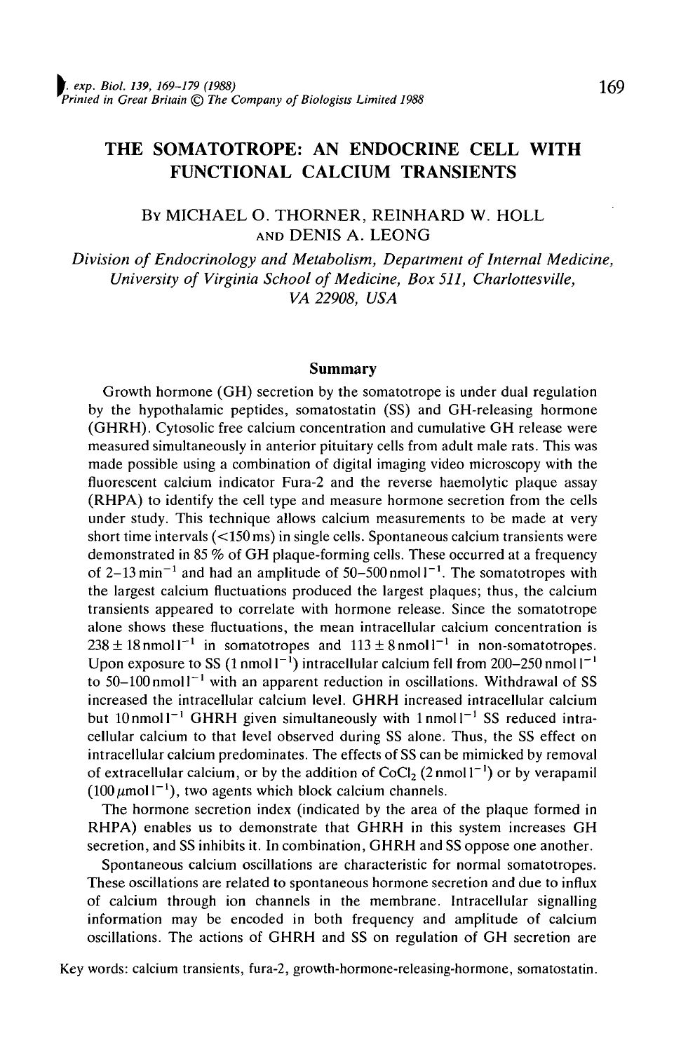# THE SOMATOTROPE: AN ENDOCRINE CELL WITH FUNCTIONAL CALCIUM TRANSIENTS

By MICHAEL O. THORNER, REINHARD W. HOLL AND DENIS A. LEONG

*Division of Endocrinology and Metabolism, Department of Internal Medicine, University of Virginia School of Medicine, Box 511, Charlottesville, VA 22908, USA*

## Summary

Growth hormone (GH) secretion by the somatotrope is under dual regulation by the hypothalamic peptides, somatostatin (SS) and GH-releasing hormone (GHRH). Cytosolic free calcium concentration and cumulative GH release were measured simultaneously in anterior pituitary cells from adult male rats. This was made possible using a combination of digital imaging video microscopy with the fluorescent calcium indicator Fura-2 and the reverse haemolytic plaque assay (RHPA) to identify the cell type and measure hormone secretion from the cells under study. This technique allows calcium measurements to be made at very short time intervals (<150 ms) in single cells. Spontaneous calcium transients were demonstrated in 85 % of GH plaque-forming cells. These occurred at a frequency of 2–13 $\text{min}^{-1}$ and had an amplitude of 50–500 $\text{nmol l}^{-1}$. The somatotropes with the largest calcium fluctuations produced the largest plaques; thus, the calcium transients appeared to correlate with hormone release. Since the somatotrope alone shows these fluctuations, the mean intracellular calcium concentration is $238 \pm 18\,\text{nmol l}^{-1}$ in somatotropes and $113 \pm 8\,\text{nmol l}^{-1}$ in non-somatotropes. Upon exposure to SS (1 $\text{nmol l}^{-1}$) intracellular calcium fell from 200–250 $\text{nmol l}^{-1}$ to 50–100 $\text{nmol l}^{-1}$ with an apparent reduction in oscillations. Withdrawal of SS increased the intracellular calcium level. GHRH increased intracellular calcium but 10 $\text{nmol l}^{-1}$ GHRH given simultaneously with 1 $\text{nmol l}^{-1}$ SS reduced intracellular calcium to that level observed during SS alone. Thus, the SS effect on intracellular calcium predominates. The effects of SS can be mimicked by removal of extracellular calcium, or by the addition of $CoCl_2$ (2 $\text{nmol l}^{-1}$) or by verapamil (100 $\mu\text{mol l}^{-1}$), two agents which block calcium channels.

The hormone secretion index (indicated by the area of the plaque formed in RHPA) enables us to demonstrate that GHRH in this system increases GH secretion, and SS inhibits it. In combination, GHRH and SS oppose one another.

Spontaneous calcium oscillations are characteristic for normal somatotropes. These oscillations are related to spontaneous hormone secretion and due to influx of calcium through ion channels in the membrane. Intracellular signalling information may be encoded in both frequency and amplitude of calcium oscillations. The actions of GHRH and SS on regulation of GH secretion are

Key words: calcium transients, fura-2, growth-hormone-releasing-hormone, somatostatin.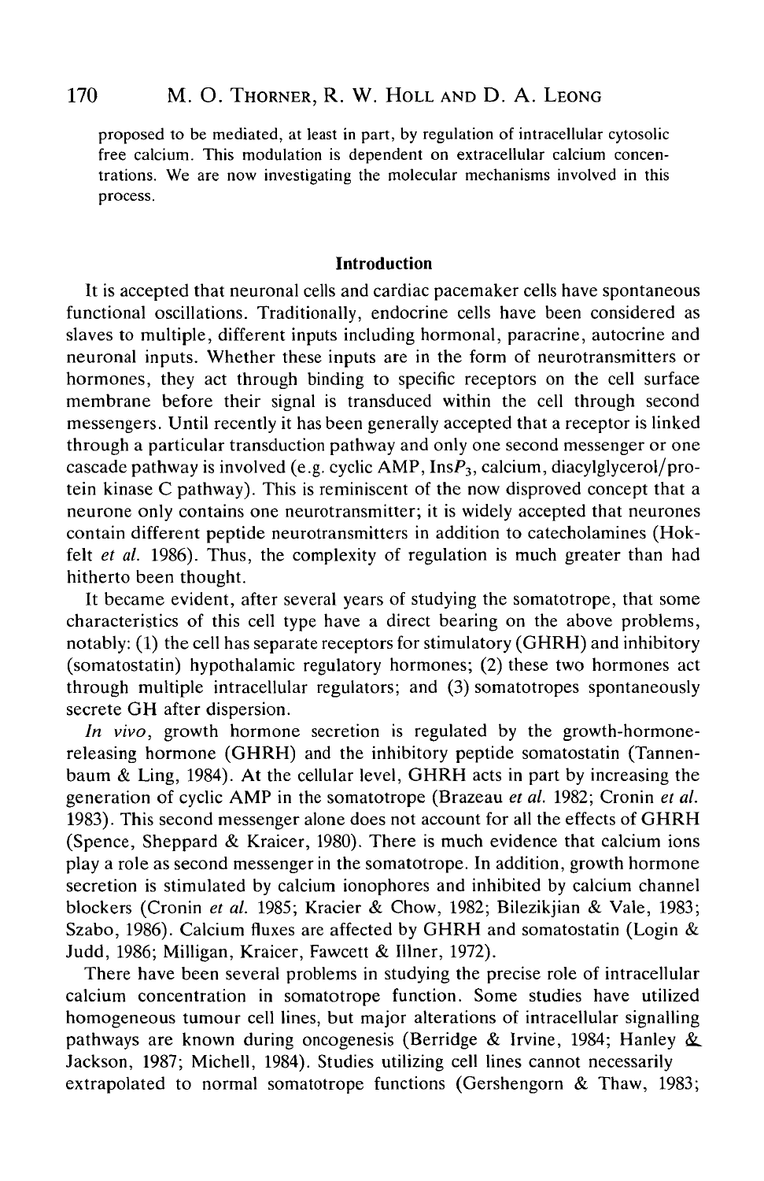proposed to be mediated, at least in part, by regulation of intracellular cytosolic free calcium. This modulation is dependent on extracellular calcium concentrations. We are now investigating the molecular mechanisms involved in this process.

## Introduction

It is accepted that neuronal cells and cardiac pacemaker cells have spontaneous functional oscillations. Traditionally, endocrine cells have been considered as slaves to multiple, different inputs including hormonal, paracrine, autocrine and neuronal inputs. Whether these inputs are in the form of neurotransmitters or hormones, they act through binding to specific receptors on the cell surface membrane before their signal is transduced within the cell through second messengers. Until recently it has been generally accepted that a receptor is linked through a particular transduction pathway and only one second messenger or one cascade pathway is involved (e.g. cyclic AMP, Ins$P_3$, calcium, diacylglycerol/protein kinase C pathway). This is reminiscent of the now disproved concept that a neurone only contains one neurotransmitter; it is widely accepted that neurones contain different peptide neurotransmitters in addition to catecholamines (Hokfelt *et al.* 1986). Thus, the complexity of regulation is much greater than had hitherto been thought.

It became evident, after several years of studying the somatotrope, that some characteristics of this cell type have a direct bearing on the above problems, notably: (1) the cell has separate receptors for stimulatory (GHRH) and inhibitory (somatostatin) hypothalamic regulatory hormones; (2) these two hormones act through multiple intracellular regulators; and (3) somatotropes spontaneously secrete GH after dispersion.

*In vivo*, growth hormone secretion is regulated by the growth-hormone-releasing hormone (GHRH) and the inhibitory peptide somatostatin (Tannenbaum & Ling, 1984). At the cellular level, GHRH acts in part by increasing the generation of cyclic AMP in the somatotrope (Brazeau *et al.* 1982; Cronin *et al.* 1983). This second messenger alone does not account for all the effects of GHRH (Spence, Sheppard & Kraicer, 1980). There is much evidence that calcium ions play a role as second messenger in the somatotrope. In addition, growth hormone secretion is stimulated by calcium ionophores and inhibited by calcium channel blockers (Cronin *et al.* 1985; Kracier & Chow, 1982; Bilezikjian & Vale, 1983; Szabo, 1986). Calcium fluxes are affected by GHRH and somatostatin (Login & Judd, 1986; Milligan, Kraicer, Fawcett & Illner, 1972).

There have been several problems in studying the precise role of intracellular calcium concentration in somatotrope function. Some studies have utilized homogeneous tumour cell lines, but major alterations of intracellular signalling pathways are known during oncogenesis (Berridge & Irvine, 1984; Hanley & Jackson, 1987; Michell, 1984). Studies utilizing cell lines cannot necessarily extrapolated to normal somatotrope functions (Gershengorn & Thaw, 1983;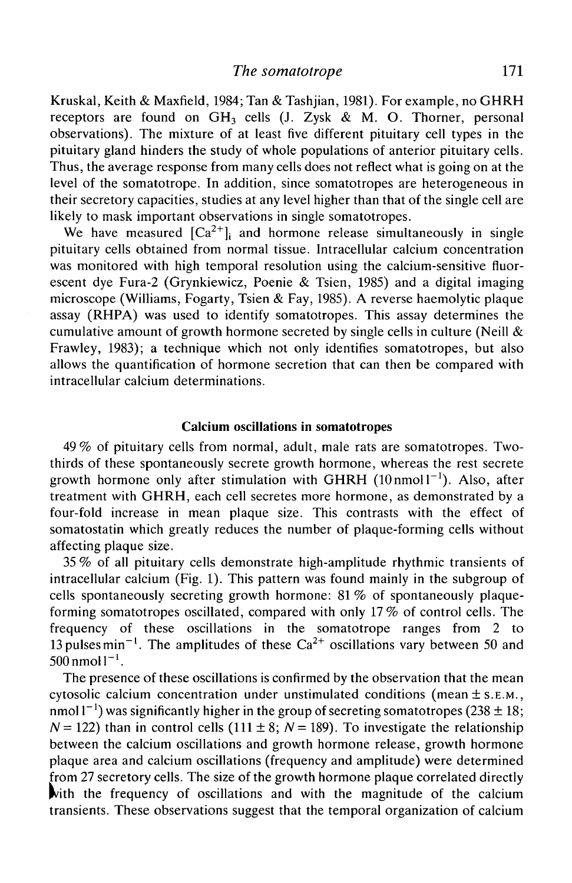Kruskal, Keith & Maxfield, 1984; Tan & Tashjian, 1981). For example, no GHRH receptors are found on $GH_3$ cells (J. Zysk & M. O. Thorner, personal observations). The mixture of at least five different pituitary cell types in the pituitary gland hinders the study of whole populations of anterior pituitary cells. Thus, the average response from many cells does not reflect what is going on at the level of the somatotrope. In addition, since somatotropes are heterogeneous in their secretory capacities, studies at any level higher than that of the single cell are likely to mask important observations in single somatotropes.

We have measured $[Ca^{2+}]_i$ and hormone release simultaneously in single pituitary cells obtained from normal tissue. Intracellular calcium concentration was monitored with high temporal resolution using the calcium-sensitive fluorescent dye Fura-2 (Grynkiewicz, Poenie & Tsien, 1985) and a digital imaging microscope (Williams, Fogarty, Tsien & Fay, 1985). A reverse haemolytic plaque assay (RHPA) was used to identify somatotropes. This assay determines the cumulative amount of growth hormone secreted by single cells in culture (Neill & Frawley, 1983); a technique which not only identifies somatotropes, but also allows the quantification of hormone secretion that can then be compared with intracellular calcium determinations.

## Calcium oscillations in somatotropes

49 % of pituitary cells from normal, adult, male rats are somatotropes. Two-thirds of these spontaneously secrete growth hormone, whereas the rest secrete growth hormone only after stimulation with GHRH ($10\,nmol\,l^{-1}$). Also, after treatment with GHRH, each cell secretes more hormone, as demonstrated by a four-fold increase in mean plaque size. This contrasts with the effect of somatostatin which greatly reduces the number of plaque-forming cells without affecting plaque size.

35 % of all pituitary cells demonstrate high-amplitude rhythmic transients of intracellular calcium (Fig. 1). This pattern was found mainly in the subgroup of cells spontaneously secreting growth hormone: 81 % of spontaneously plaque-forming somatotropes oscillated, compared with only 17 % of control cells. The frequency of these oscillations in the somatotrope ranges from 2 to 13 pulses $min^{-1}$. The amplitudes of these $Ca^{2+}$ oscillations vary between 50 and $500\,nmol\,l^{-1}$.

The presence of these oscillations is confirmed by the observation that the mean cytosolic calcium concentration under unstimulated conditions (mean ± S.E.M., $nmol\,l^{-1}$) was significantly higher in the group of secreting somatotropes (238 ± 18; $N = 122$) than in control cells (111 ± 8; $N = 189$). To investigate the relationship between the calcium oscillations and growth hormone release, growth hormone plaque area and calcium oscillations (frequency and amplitude) were determined from 27 secretory cells. The size of the growth hormone plaque correlated directly with the frequency of oscillations and with the magnitude of the calcium transients. These observations suggest that the temporal organization of calcium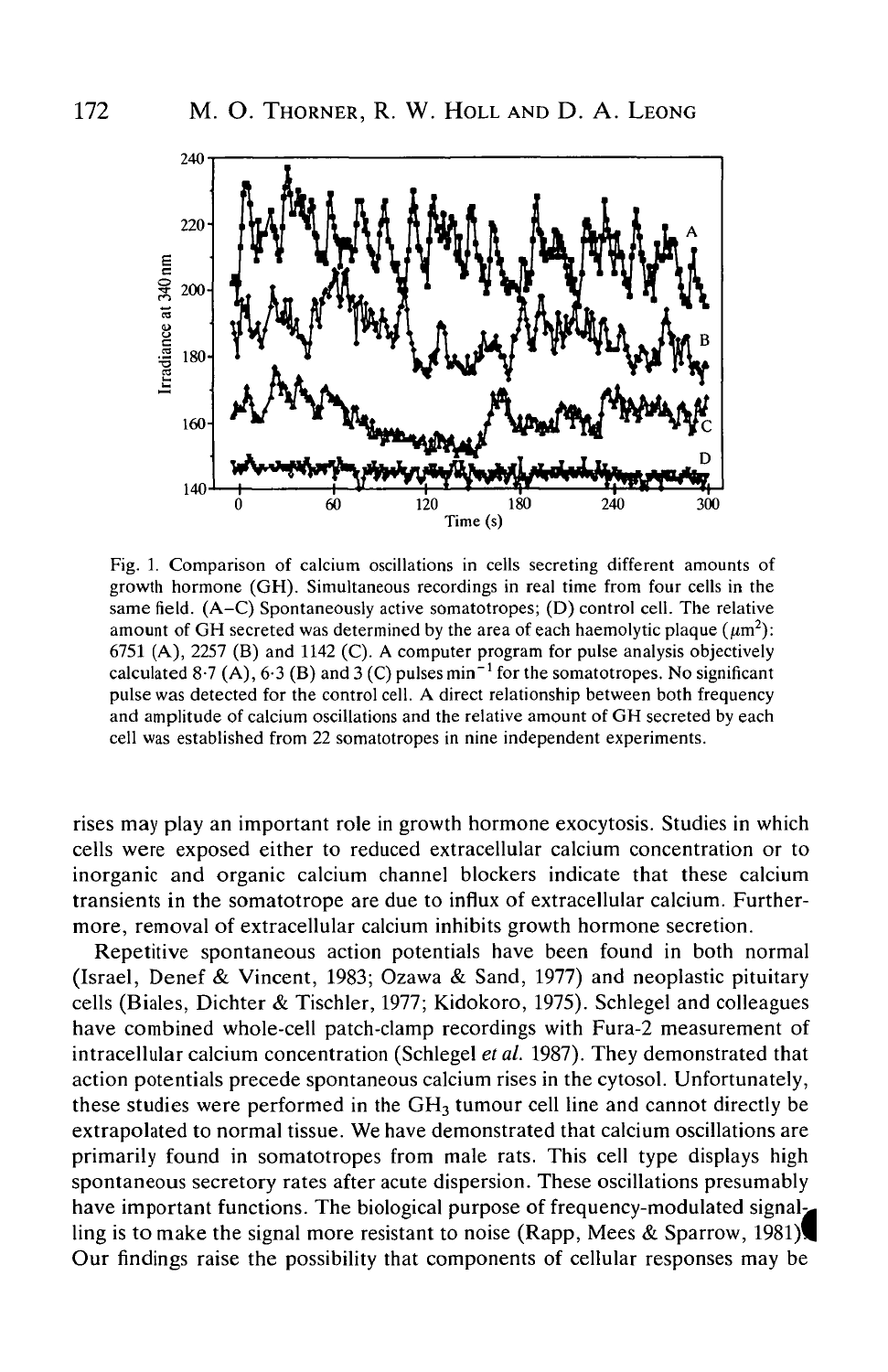Fig. 1. Comparison of calcium oscillations in cells secreting different amounts of growth hormone (GH). Simultaneous recordings in real time from four cells in the same field. (A–C) Spontaneously active somatotropes; (D) control cell. The relative amount of GH secreted was determined by the area of each haemolytic plaque ($\mu m^2$): 6751 (A), 2257 (B) and 1142 (C). A computer program for pulse analysis objectively calculated 8·7 (A), 6·3 (B) and 3 (C) pulses $min^{-1}$ for the somatotropes. No significant pulse was detected for the control cell. A direct relationship between both frequency and amplitude of calcium oscillations and the relative amount of GH secreted by each cell was established from 22 somatotropes in nine independent experiments.

rises may play an important role in growth hormone exocytosis. Studies in which cells were exposed either to reduced extracellular calcium concentration or to inorganic and organic calcium channel blockers indicate that these calcium transients in the somatotrope are due to influx of extracellular calcium. Furthermore, removal of extracellular calcium inhibits growth hormone secretion.

Repetitive spontaneous action potentials have been found in both normal (Israel, Denef & Vincent, 1983; Ozawa & Sand, 1977) and neoplastic pituitary cells (Biales, Dichter & Tischler, 1977; Kidokoro, 1975). Schlegel and colleagues have combined whole-cell patch-clamp recordings with Fura-2 measurement of intracellular calcium concentration (Schlegel *et al.* 1987). They demonstrated that action potentials precede spontaneous calcium rises in the cytosol. Unfortunately, these studies were performed in the $GH_3$ tumour cell line and cannot directly be extrapolated to normal tissue. We have demonstrated that calcium oscillations are primarily found in somatotropes from male rats. This cell type displays high spontaneous secretory rates after acute dispersion. These oscillations presumably have important functions. The biological purpose of frequency-modulated signalling is to make the signal more resistant to noise (Rapp, Mees & Sparrow, 1981). Our findings raise the possibility that components of cellular responses may be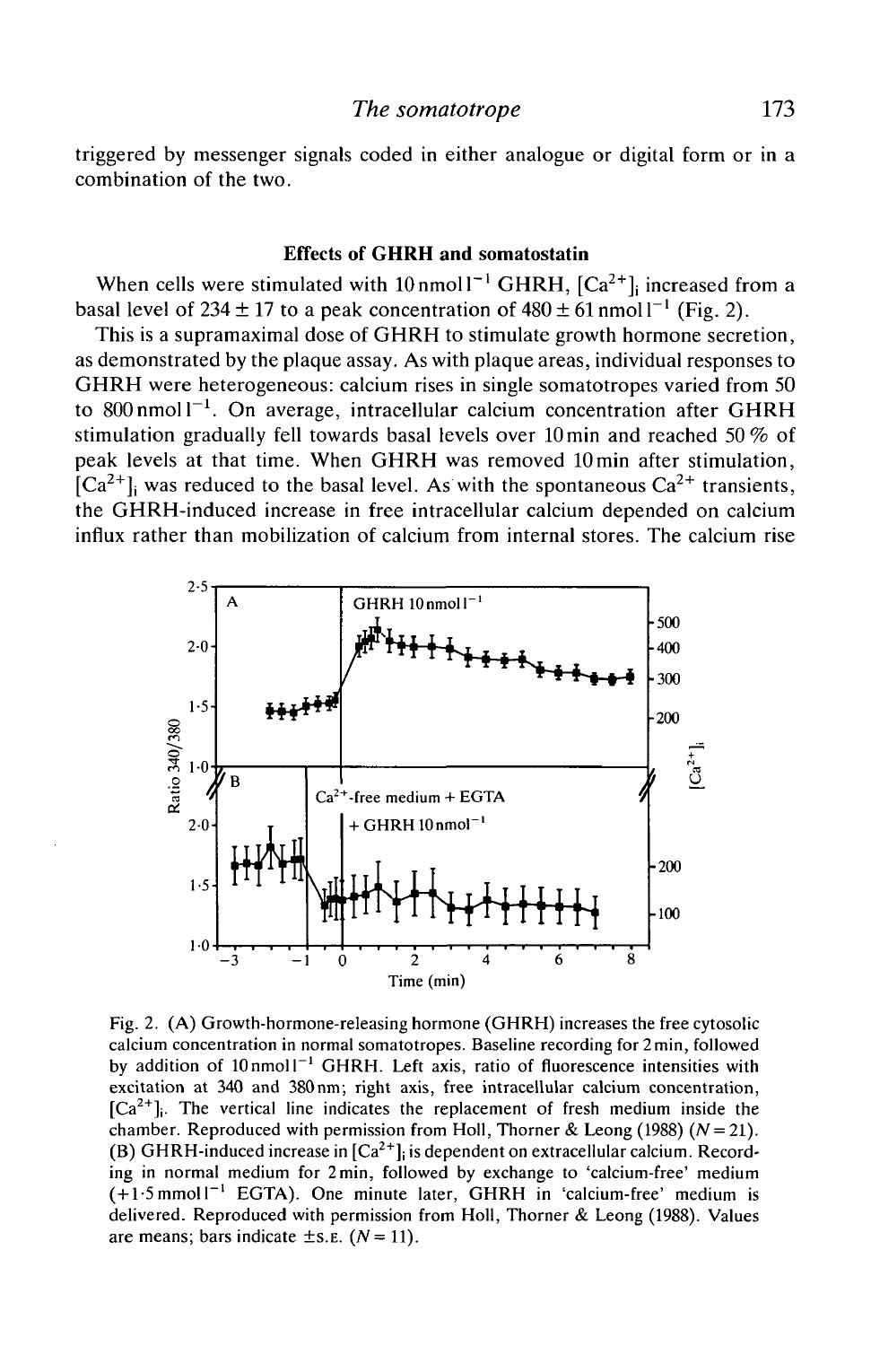triggered by messenger signals coded in either analogue or digital form or in a combination of the two.

### Effects of GHRH and somatostatin

When cells were stimulated with $10\,\text{nmol}\,l^{-1}$ GHRH, $[Ca^{2+}]_i$ increased from a basal level of $234 \pm 17$ to a peak concentration of $480 \pm 61\,\text{nmol}\,l^{-1}$ (Fig. 2).

This is a supramaximal dose of GHRH to stimulate growth hormone secretion, as demonstrated by the plaque assay. As with plaque areas, individual responses to GHRH were heterogeneous: calcium rises in single somatotropes varied from 50 to $800\,\text{nmol}\,l^{-1}$. On average, intracellular calcium concentration after GHRH stimulation gradually fell towards basal levels over 10 min and reached 50 % of peak levels at that time. When GHRH was removed 10 min after stimulation, $[Ca^{2+}]_i$ was reduced to the basal level. As with the spontaneous $Ca^{2+}$ transients, the GHRH-induced increase in free intracellular calcium depended on calcium influx rather than mobilization of calcium from internal stores. The calcium rise

Fig. 2. (A) Growth-hormone-releasing hormone (GHRH) increases the free cytosolic calcium concentration in normal somatotropes. Baseline recording for 2 min, followed by addition of $10\,\text{nmol}\,l^{-1}$ GHRH. Left axis, ratio of fluorescence intensities with excitation at 340 and 380 nm; right axis, free intracellular calcium concentration, $[Ca^{2+}]_i$. The vertical line indicates the replacement of fresh medium inside the chamber. Reproduced with permission from Holl, Thorner & Leong (1988) ($N = 21$). (B) GHRH-induced increase in $[Ca^{2+}]_i$ is dependent on extracellular calcium. Recording in normal medium for 2 min, followed by exchange to 'calcium-free' medium ($+1.5\,\text{mmol}\,l^{-1}$ EGTA). One minute later, GHRH in 'calcium-free' medium is delivered. Reproduced with permission from Holl, Thorner & Leong (1988). Values are means; bars indicate ±S.E. ($N = 11$).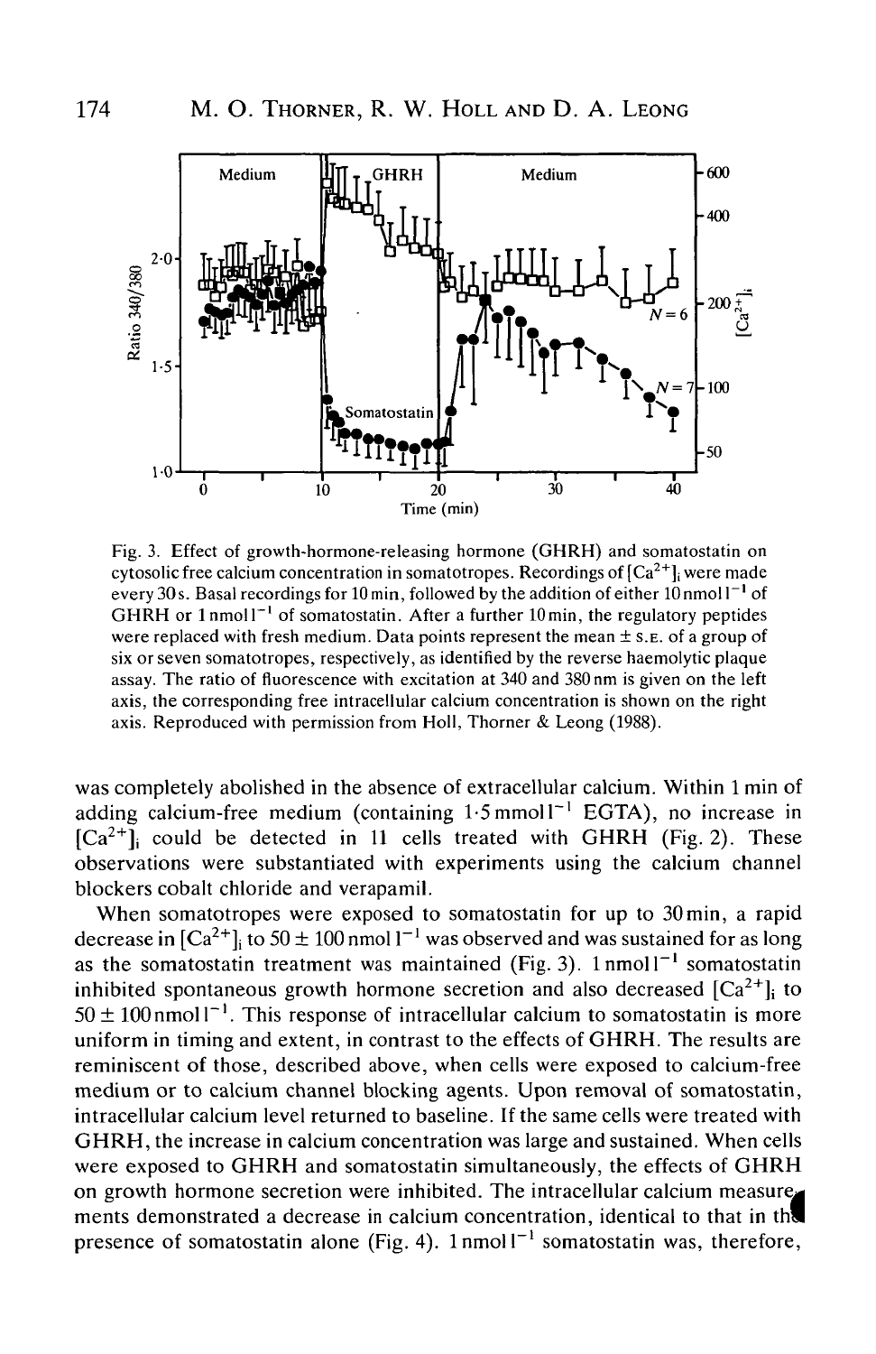Fig. 3. Effect of growth-hormone-releasing hormone (GHRH) and somatostatin on cytosolic free calcium concentration in somatotropes. Recordings of $[Ca^{2+}]_i$ were made every 30 s. Basal recordings for 10 min, followed by the addition of either 10 nmol $l^{-1}$ of GHRH or 1 nmol $l^{-1}$ of somatostatin. After a further 10 min, the regulatory peptides were replaced with fresh medium. Data points represent the mean ± S.E. of a group of six or seven somatotropes, respectively, as identified by the reverse haemolytic plaque assay. The ratio of fluorescence with excitation at 340 and 380 nm is given on the left axis, the corresponding free intracellular calcium concentration is shown on the right axis. Reproduced with permission from Holl, Thorner & Leong (1988).

was completely abolished in the absence of extracellular calcium. Within 1 min of adding calcium-free medium (containing 1·5 mmol $l^{-1}$ EGTA), no increase in $[Ca^{2+}]_i$ could be detected in 11 cells treated with GHRH (Fig. 2). These observations were substantiated with experiments using the calcium channel blockers cobalt chloride and verapamil.

When somatotropes were exposed to somatostatin for up to 30 min, a rapid decrease in $[Ca^{2+}]_i$ to 50 ± 100 nmol $l^{-1}$ was observed and was sustained for as long as the somatostatin treatment was maintained (Fig. 3). 1 nmol $l^{-1}$ somatostatin inhibited spontaneous growth hormone secretion and also decreased $[Ca^{2+}]_i$ to 50 ± 100 nmol $l^{-1}$. This response of intracellular calcium to somatostatin is more uniform in timing and extent, in contrast to the effects of GHRH. The results are reminiscent of those, described above, when cells were exposed to calcium-free medium or to calcium channel blocking agents. Upon removal of somatostatin, intracellular calcium level returned to baseline. If the same cells were treated with GHRH, the increase in calcium concentration was large and sustained. When cells were exposed to GHRH and somatostatin simultaneously, the effects of GHRH on growth hormone secretion were inhibited. The intracellular calcium measurements demonstrated a decrease in calcium concentration, identical to that in the presence of somatostatin alone (Fig. 4). 1 nmol $l^{-1}$ somatostatin was, therefore,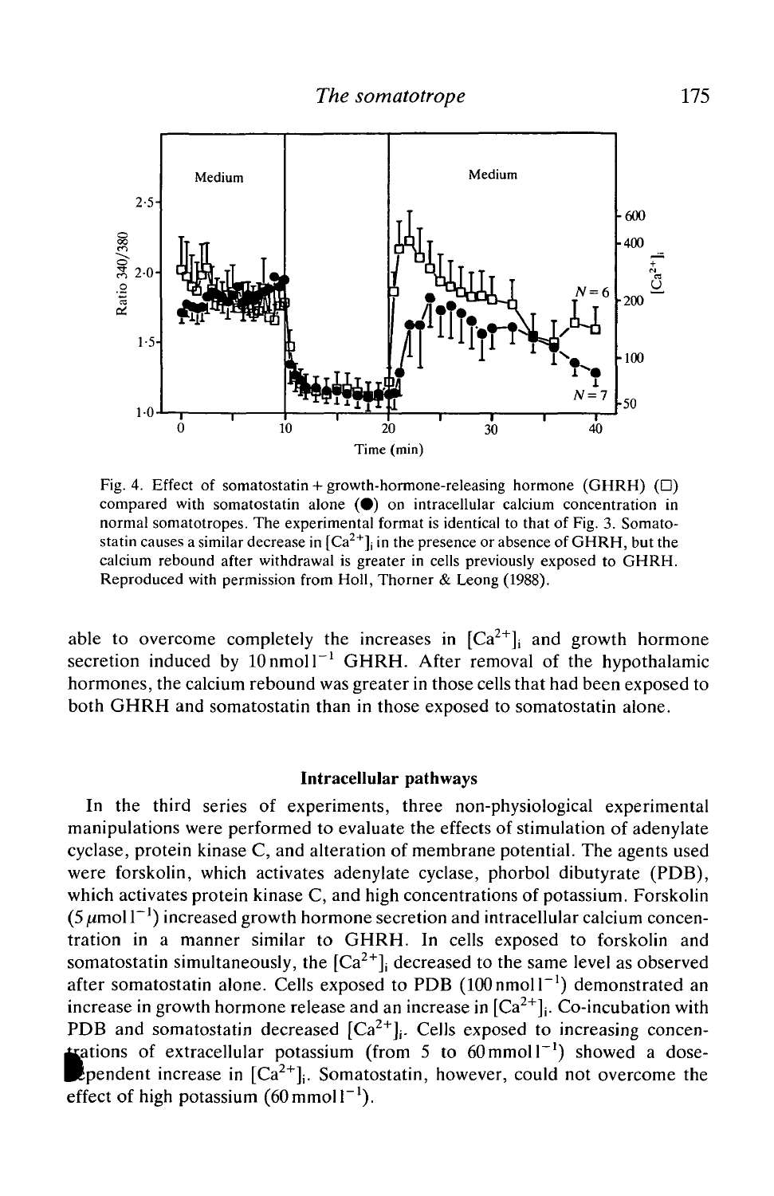Fig. 4. Effect of somatostatin + growth-hormone-releasing hormone (GHRH) (□) compared with somatostatin alone (●) on intracellular calcium concentration in normal somatotropes. The experimental format is identical to that of Fig. 3. Somatostatin causes a similar decrease in $[Ca^{2+}]_i$ in the presence or absence of GHRH, but the calcium rebound after withdrawal is greater in cells previously exposed to GHRH. Reproduced with permission from Holl, Thorner & Leong (1988).

able to overcome completely the increases in $[Ca^{2+}]_i$ and growth hormone secretion induced by $10\,nmol\,l^{-1}$ GHRH. After removal of the hypothalamic hormones, the calcium rebound was greater in those cells that had been exposed to both GHRH and somatostatin than in those exposed to somatostatin alone.

### Intracellular pathways

In the third series of experiments, three non-physiological experimental manipulations were performed to evaluate the effects of stimulation of adenylate cyclase, protein kinase C, and alteration of membrane potential. The agents used were forskolin, which activates adenylate cyclase, phorbol dibutyrate (PDB), which activates protein kinase C, and high concentrations of potassium. Forskolin ($5\,\mu mol\,l^{-1}$) increased growth hormone secretion and intracellular calcium concentration in a manner similar to GHRH. In cells exposed to forskolin and somatostatin simultaneously, the $[Ca^{2+}]_i$ decreased to the same level as observed after somatostatin alone. Cells exposed to PDB ($100\,nmol\,l^{-1}$) demonstrated an increase in growth hormone release and an increase in $[Ca^{2+}]_i$. Co-incubation with PDB and somatostatin decreased $[Ca^{2+}]_i$. Cells exposed to increasing concentrations of extracellular potassium (from 5 to $60\,mmol\,l^{-1}$) showed a dose-dependent increase in $[Ca^{2+}]_i$. Somatostatin, however, could not overcome the effect of high potassium ($60\,mmol\,l^{-1}$).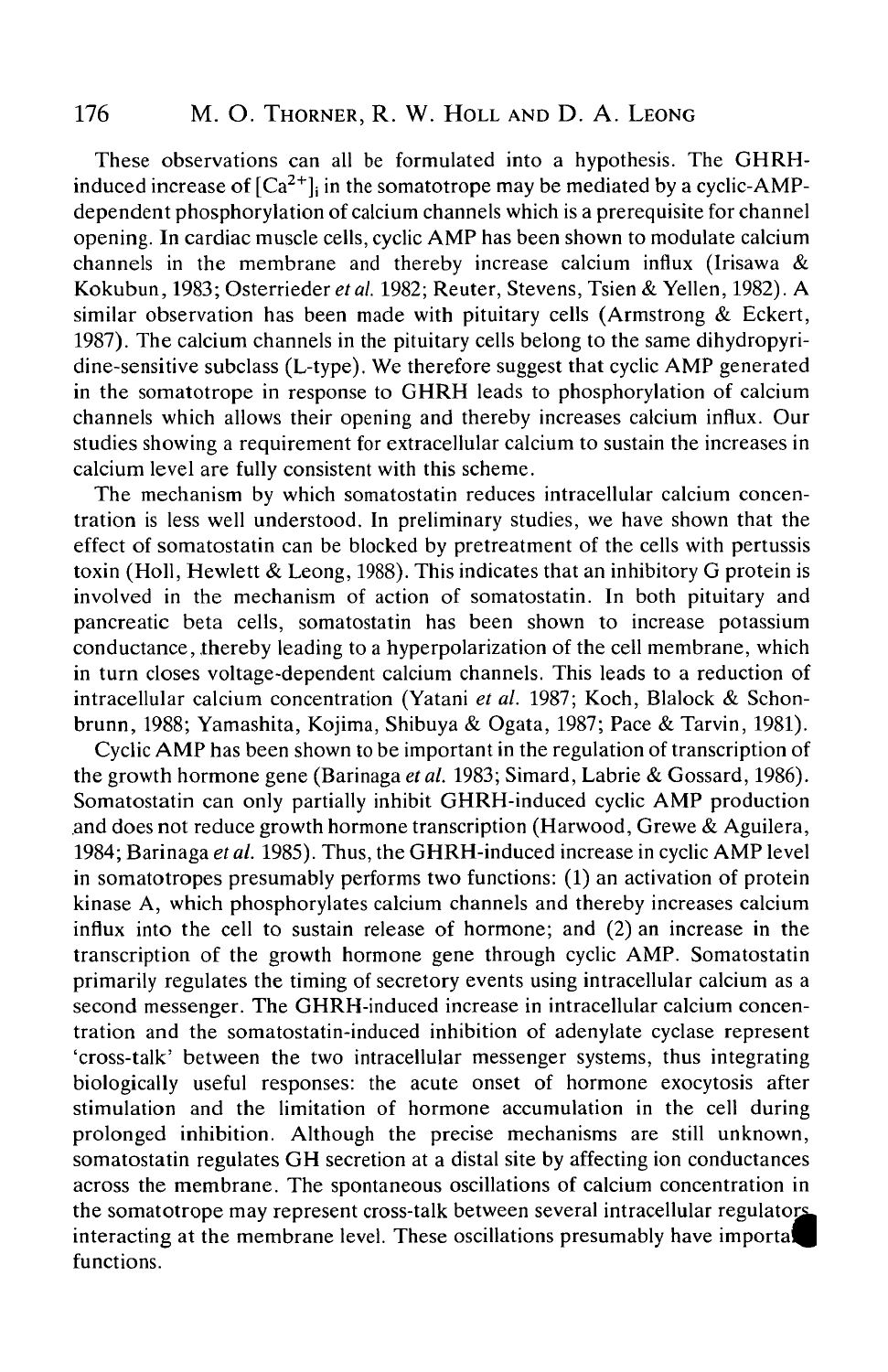These observations can all be formulated into a hypothesis. The GHRH-induced increase of $[Ca^{2+}]_i$ in the somatotrope may be mediated by a cyclic-AMP-dependent phosphorylation of calcium channels which is a prerequisite for channel opening. In cardiac muscle cells, cyclic AMP has been shown to modulate calcium channels in the membrane and thereby increase calcium influx (Irisawa & Kokubun, 1983; Osterrieder *et al.* 1982; Reuter, Stevens, Tsien & Yellen, 1982). A similar observation has been made with pituitary cells (Armstrong & Eckert, 1987). The calcium channels in the pituitary cells belong to the same dihydropyridine-sensitive subclass (L-type). We therefore suggest that cyclic AMP generated in the somatotrope in response to GHRH leads to phosphorylation of calcium channels which allows their opening and thereby increases calcium influx. Our studies showing a requirement for extracellular calcium to sustain the increases in calcium level are fully consistent with this scheme.

The mechanism by which somatostatin reduces intracellular calcium concentration is less well understood. In preliminary studies, we have shown that the effect of somatostatin can be blocked by pretreatment of the cells with pertussis toxin (Holl, Hewlett & Leong, 1988). This indicates that an inhibitory G protein is involved in the mechanism of action of somatostatin. In both pituitary and pancreatic beta cells, somatostatin has been shown to increase potassium conductance, thereby leading to a hyperpolarization of the cell membrane, which in turn closes voltage-dependent calcium channels. This leads to a reduction of intracellular calcium concentration (Yatani *et al.* 1987; Koch, Blalock & Schonbrunn, 1988; Yamashita, Kojima, Shibuya & Ogata, 1987; Pace & Tarvin, 1981).

Cyclic AMP has been shown to be important in the regulation of transcription of the growth hormone gene (Barinaga *et al.* 1983; Simard, Labrie & Gossard, 1986). Somatostatin can only partially inhibit GHRH-induced cyclic AMP production and does not reduce growth hormone transcription (Harwood, Grewe & Aguilera, 1984; Barinaga *et al.* 1985). Thus, the GHRH-induced increase in cyclic AMP level in somatotropes presumably performs two functions: (1) an activation of protein kinase A, which phosphorylates calcium channels and thereby increases calcium influx into the cell to sustain release of hormone; and (2) an increase in the transcription of the growth hormone gene through cyclic AMP. Somatostatin primarily regulates the timing of secretory events using intracellular calcium as a second messenger. The GHRH-induced increase in intracellular calcium concentration and the somatostatin-induced inhibition of adenylate cyclase represent 'cross-talk' between the two intracellular messenger systems, thus integrating biologically useful responses: the acute onset of hormone exocytosis after stimulation and the limitation of hormone accumulation in the cell during prolonged inhibition. Although the precise mechanisms are still unknown, somatostatin regulates GH secretion at a distal site by affecting ion conductances across the membrane. The spontaneous oscillations of calcium concentration in the somatotrope may represent cross-talk between several intracellular regulators interacting at the membrane level. These oscillations presumably have important functions.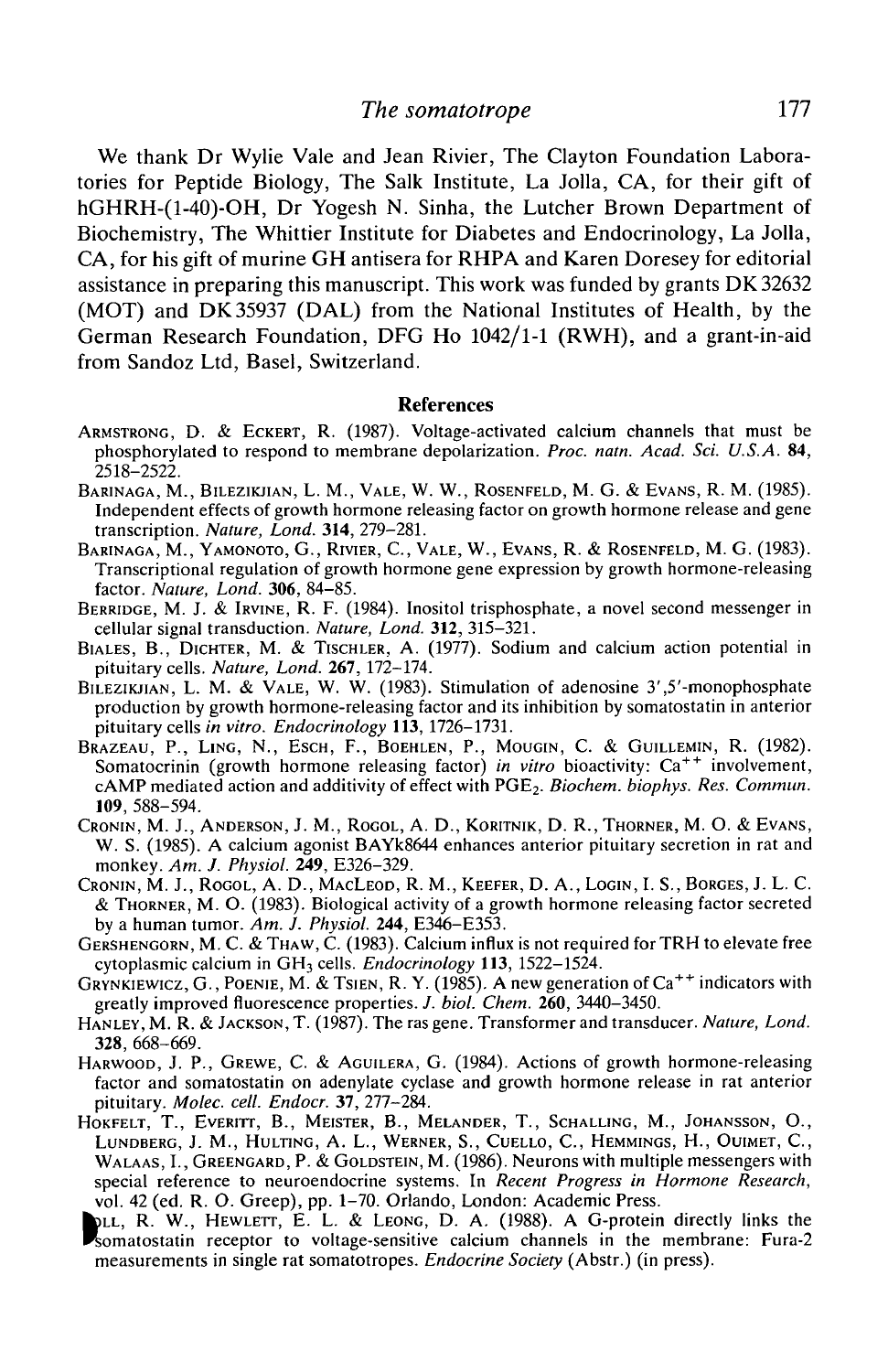We thank Dr Wylie Vale and Jean Rivier, The Clayton Foundation Laboratories for Peptide Biology, The Salk Institute, La Jolla, CA, for their gift of hGHRH-(1-40)-OH, Dr Yogesh N. Sinha, the Lutcher Brown Department of Biochemistry, The Whittier Institute for Diabetes and Endocrinology, La Jolla, CA, for his gift of murine GH antisera for RHPA and Karen Doresey for editorial assistance in preparing this manuscript. This work was funded by grants DK 32632 (MOT) and DK 35937 (DAL) from the National Institutes of Health, by the German Research Foundation, DFG Ho 1042/1-1 (RWH), and a grant-in-aid from Sandoz Ltd, Basel, Switzerland.

## References

ARMSTRONG, D. & ECKERT, R. (1987). Voltage-activated calcium channels that must be phosphorylated to respond to membrane depolarization. *Proc. natn. Acad. Sci. U.S.A.* **84**, 2518–2522.

BARINAGA, M., BILEZIKJIAN, L. M., VALE, W. W., ROSENFELD, M. G. & EVANS, R. M. (1985). Independent effects of growth hormone releasing factor on growth hormone release and gene transcription. *Nature, Lond.* **314**, 279–281.

BARINAGA, M., YAMONOTO, G., RIVIER, C., VALE, W., EVANS, R. & ROSENFELD, M. G. (1983). Transcriptional regulation of growth hormone gene expression by growth hormone-releasing factor. *Nature, Lond.* **306**, 84–85.

BERRIDGE, M. J. & IRVINE, R. F. (1984). Inositol trisphosphate, a novel second messenger in cellular signal transduction. *Nature, Lond.* **312**, 315–321.

BIALES, B., DICHTER, M. & TISCHLER, A. (1977). Sodium and calcium action potential in pituitary cells. *Nature, Lond.* **267**, 172–174.

BILEZIKJIAN, L. M. & VALE, W. W. (1983). Stimulation of adenosine 3',5'-monophosphate production by growth hormone-releasing factor and its inhibition by somatostatin in anterior pituitary cells *in vitro*. *Endocrinology* **113**, 1726–1731.

BRAZEAU, P., LING, N., ESCH, F., BOEHLEN, P., MOUGIN, C. & GUILLEMIN, R. (1982). Somatocrinin (growth hormone releasing factor) *in vitro* bioactivity: $Ca^{++}$ involvement, cAMP mediated action and additivity of effect with $PGE_2$. *Biochem. biophys. Res. Commun.* **109**, 588–594.

CRONIN, M. J., ANDERSON, J. M., ROGOL, A. D., KORITNIK, D. R., THORNER, M. O. & EVANS, W. S. (1985). A calcium agonist BAYk8644 enhances anterior pituitary secretion in rat and monkey. *Am. J. Physiol.* **249**, E326–329.

CRONIN, M. J., ROGOL, A. D., MACLEOD, R. M., KEEFER, D. A., LOGIN, I. S., BORGES, J. L. C. & THORNER, M. O. (1983). Biological activity of a growth hormone releasing factor secreted by a human tumor. *Am. J. Physiol.* **244**, E346–E353.

GERSHENGORN, M. C. & THAW, C. (1983). Calcium influx is not required for TRH to elevate free cytoplasmic calcium in $GH_3$ cells. *Endocrinology* **113**, 1522–1524.

GRYNKIEWICZ, G., POENIE, M. & TSIEN, R. Y. (1985). A new generation of $Ca^{++}$ indicators with greatly improved fluorescence properties. *J. biol. Chem.* **260**, 3440–3450.

HANLEY, M. R. & JACKSON, T. (1987). The ras gene. Transformer and transducer. *Nature, Lond.* **328**, 668–669.

HARWOOD, J. P., GREWE, C. & AGUILERA, G. (1984). Actions of growth hormone-releasing factor and somatostatin on adenylate cyclase and growth hormone release in rat anterior pituitary. *Molec. cell. Endocr.* **37**, 277–284.

HOKFELT, T., EVERITT, B., MEISTER, B., MELANDER, T., SCHALLING, M., JOHANSSON, O., LUNDBERG, J. M., HULTING, A. L., WERNER, S., CUELLO, C., HEMMINGS, H., OUIMET, C., WALAAS, I., GREENGARD, P. & GOLDSTEIN, M. (1986). Neurons with multiple messengers with special reference to neuroendocrine systems. In *Recent Progress in Hormone Research*, vol. 42 (ed. R. O. Greep), pp. 1–70. Orlando, London: Academic Press.

HOLL, R. W., HEWLETT, E. L. & LEONG, D. A. (1988). A G-protein directly links the somatostatin receptor to voltage-sensitive calcium channels in the membrane: Fura-2 measurements in single rat somatotropes. *Endocrine Society* (Abstr.) (in press).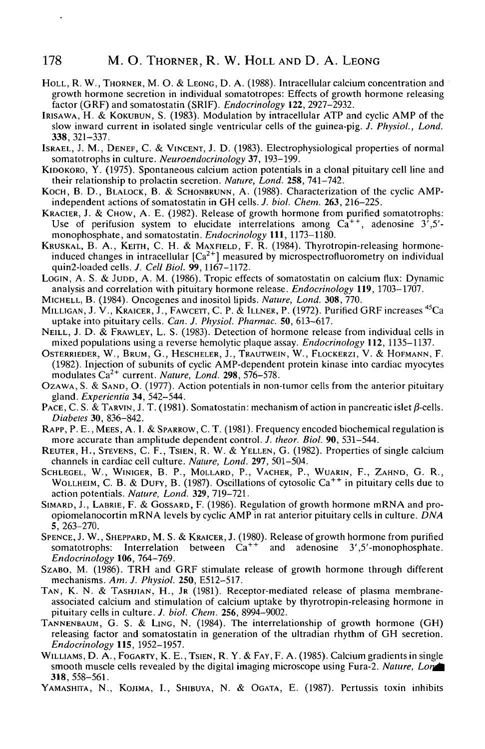Holl, R. W., Thorner, M. O. & Leong, D. A. (1988). Intracellular calcium concentration and growth hormone secretion in individual somatotropes: Effects of growth hormone releasing factor (GRF) and somatostatin (SRIF). *Endocrinology* **122**, 2927–2932.

Irisawa, H. & Kokubun, S. (1983). Modulation by intracellular ATP and cyclic AMP of the slow inward current in isolated single ventricular cells of the guinea-pig. *J. Physiol., Lond.* **338**, 321–337.

Israel, J. M., Denef, C. & Vincent, J. D. (1983). Electrophysiological properties of normal somatotrophs in culture. *Neuroendocrinology* **37**, 193–199.

Kidokoro, Y. (1975). Spontaneous calcium action potentials in a clonal pituitary cell line and their relationship to prolactin secretion. *Nature, Lond.* **258**, 741–742.

Koch, B. D., Blalock, B. & Schonbrunn, A. (1988). Characterization of the cyclic AMP-independent actions of somatostatin in GH cells. *J. biol. Chem.* **263**, 216–225.

Kracier, J. & Chow, A. E. (1982). Release of growth hormone from purified somatotrophs: Use of perifusion system to elucidate interrelations among $Ca^{++}$, adenosine 3′,5′-monophosphate, and somatostatin. *Endocrinology* **111**, 1173–1180.

Kruskal, B. A., Keith, C. H. & Maxfield, F. R. (1984). Thyrotropin-releasing hormone-induced changes in intracellular $[Ca^{2+}]$ measured by microspectrofluorometry on individual quin2-loaded cells. *J. Cell Biol.* **99**, 1167–1172.

Login, A. S. & Judd, A. M. (1986). Tropic effects of somatostatin on calcium flux: Dynamic analysis and correlation with pituitary hormone release. *Endocrinology* **119**, 1703–1707.

Michell, B. (1984). Oncogenes and inositol lipids. *Nature, Lond.* **308**, 770.

Milligan, J. V., Kraicer, J., Fawcett, C. P. & Illner, P. (1972). Purified GRF increases $^{45}Ca$ uptake into pituitary cells. *Can. J. Physiol. Pharmac.* **50**, 613–617.

Neill, J. D. & Frawley, L. S. (1983). Detection of hormone release from individual cells in mixed populations using a reverse hemolytic plaque assay. *Endocrinology* **112**, 1135–1137.

Osterrieder, W., Brum, G., Hescheler, J., Trautwein, W., Flockerzi, V. & Hofmann, F. (1982). Injection of subunits of cyclic AMP-dependent protein kinase into cardiac myocytes modulates $Ca^{2+}$ current. *Nature, Lond.* **298**, 576–578.

Ozawa, S. & Sand, O. (1977). Action potentials in non-tumor cells from the anterior pituitary gland. *Experientia* **34**, 542–544.

Pace, C. S. & Tarvin, J. T. (1981). Somatostatin: mechanism of action in pancreatic islet $\beta$-cells. *Diabetes* **30**, 836–842.

Rapp, P. E., Mees, A. I. & Sparrow, C. T. (1981). Frequency encoded biochemical regulation is more accurate than amplitude dependent control. *J. theor. Biol.* **90**, 531–544.

Reuter, H., Stevens, C. F., Tsien, R. W. & Yellen, G. (1982). Properties of single calcium channels in cardiac cell culture. *Nature, Lond.* **297**, 501–504.

Schlegel, W., Winiger, B. P., Mollard, P., Vacher, P., Wuarin, F., Zahnd, G. R., Wollheim, C. B. & Dufy, B. (1987). Oscillations of cytosolic $Ca^{++}$ in pituitary cells due to action potentials. *Nature, Lond.* **329**, 719–721.

Simard, J., Labrie, F. & Gossard, F. (1986). Regulation of growth hormone mRNA and pro-opiomelanocortin mRNA levels by cyclic AMP in rat anterior pituitary cells in culture. *DNA* **5**, 263–270.

Spence, J. W., Sheppard, M. S. & Kraicer, J. (1980). Release of growth hormone from purified somatotrophs: Interrelation between $Ca^{++}$ and adenosine 3′,5′-monophosphate. *Endocrinology* **106**, 764–769.

Szabo, M. (1986). TRH and GRF stimulate release of growth hormone through different mechanisms. *Am. J. Physiol.* **250**, E512–517.

Tan, K. N. & Tashjian, H., Jr (1981). Receptor-mediated release of plasma membrane-associated calcium and stimulation of calcium uptake by thyrotropin-releasing hormone in pituitary cells in culture. *J. biol. Chem.* **256**, 8994–9002.

Tannenbaum, G. S. & Ling, N. (1984). The interrelationship of growth hormone (GH) releasing factor and somatostatin in generation of the ultradian rhythm of GH secretion. *Endocrinology* **115**, 1952–1957.

Williams, D. A., Fogarty, K. E., Tsien, R. Y. & Fay, F. A. (1985). Calcium gradients in single smooth muscle cells revealed by the digital imaging microscope using Fura-2. *Nature, Lond.* **318**, 558–561.

Yamashita, N., Kojima, I., Shibuya, N. & Ogata, E. (1987). Pertussis toxin inhibits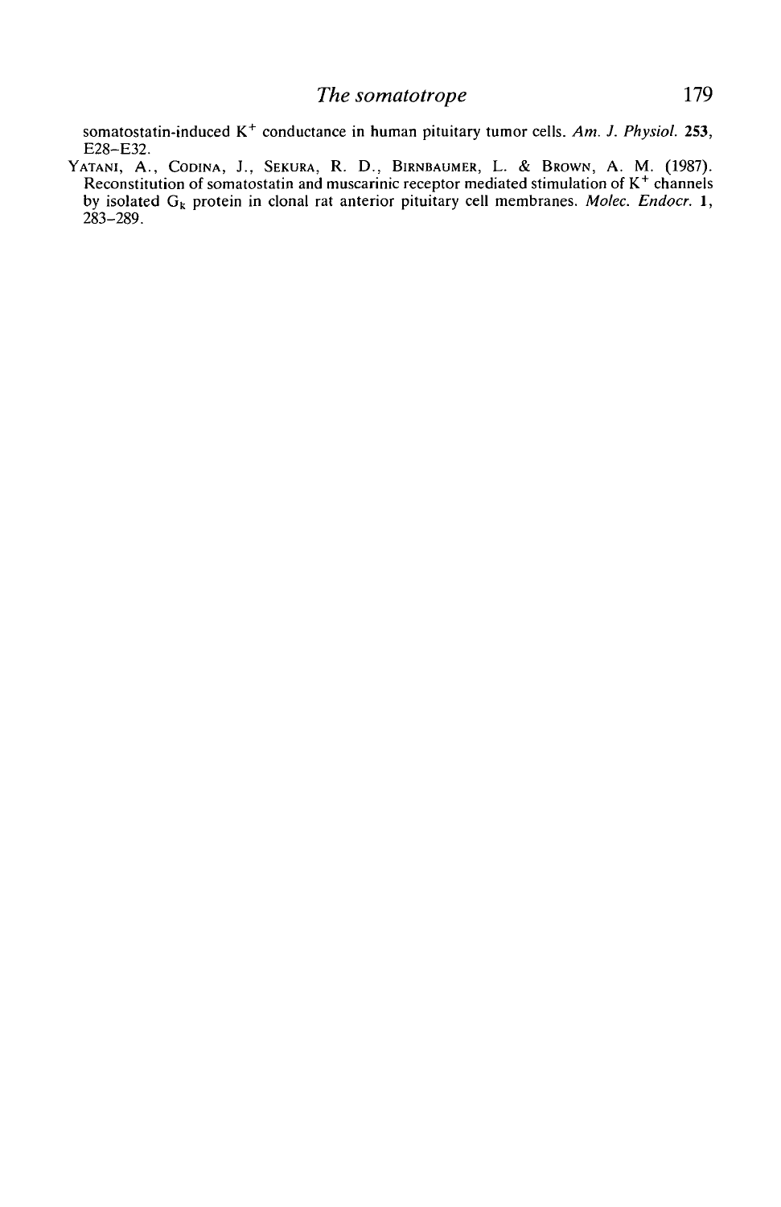somatostatin-induced $K^+$ conductance in human pituitary tumor cells. *Am. J. Physiol.* **253**, E28–E32.

YATANI, A., CODINA, J., SEKURA, R. D., BIRNBAUMER, L. & BROWN, A. M. (1987). Reconstitution of somatostatin and muscarinic receptor mediated stimulation of $K^+$ channels by isolated $G_k$ protein in clonal rat anterior pituitary cell membranes. *Molec. Endocr.* **1**, 283–289.